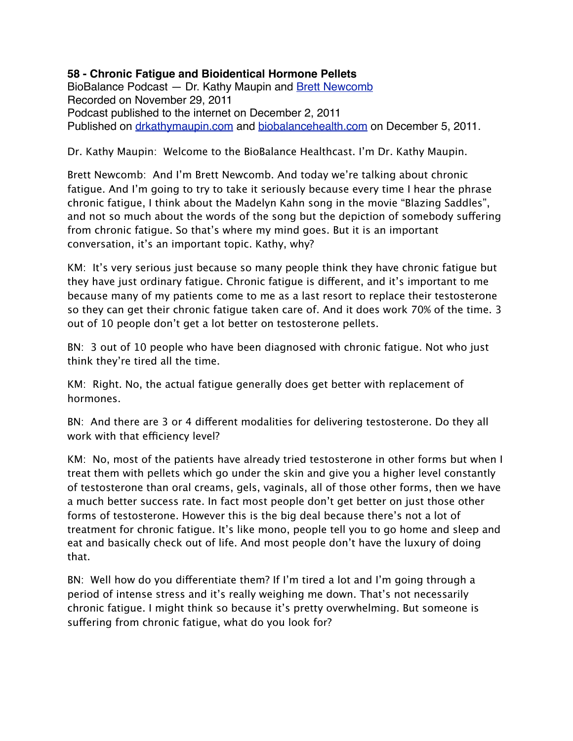**58 - Chronic Fatigue and Bioidentical Hormone Pellets**
BioBalance Podcast — Dr. Kathy Maupin and Brett Newcomb
Recorded on November 29, 2011
Podcast published to the internet on December 2, 2011
Published on drkathymaupin.com and biobalancehealth.com on December 5, 2011.

Dr. Kathy Maupin: Welcome to the BioBalance Healthcast. I'm Dr. Kathy Maupin.

Brett Newcomb: And I'm Brett Newcomb. And today we're talking about chronic fatigue. And I'm going to try to take it seriously because every time I hear the phrase chronic fatigue, I think about the Madelyn Kahn song in the movie "Blazing Saddles", and not so much about the words of the song but the depiction of somebody suffering from chronic fatigue. So that's where my mind goes. But it is an important conversation, it's an important topic. Kathy, why?

KM: It's very serious just because so many people think they have chronic fatigue but they have just ordinary fatigue. Chronic fatigue is different, and it's important to me because many of my patients come to me as a last resort to replace their testosterone so they can get their chronic fatigue taken care of. And it does work 70% of the time. 3 out of 10 people don't get a lot better on testosterone pellets.

BN: 3 out of 10 people who have been diagnosed with chronic fatigue. Not who just think they're tired all the time.

KM: Right. No, the actual fatigue generally does get better with replacement of hormones.

BN: And there are 3 or 4 different modalities for delivering testosterone. Do they all work with that efficiency level?

KM: No, most of the patients have already tried testosterone in other forms but when I treat them with pellets which go under the skin and give you a higher level constantly of testosterone than oral creams, gels, vaginals, all of those other forms, then we have a much better success rate. In fact most people don't get better on just those other forms of testosterone. However this is the big deal because there's not a lot of treatment for chronic fatigue. It's like mono, people tell you to go home and sleep and eat and basically check out of life. And most people don't have the luxury of doing that.

BN: Well how do you differentiate them? If I'm tired a lot and I'm going through a period of intense stress and it's really weighing me down. That's not necessarily chronic fatigue. I might think so because it's pretty overwhelming. But someone is suffering from chronic fatigue, what do you look for?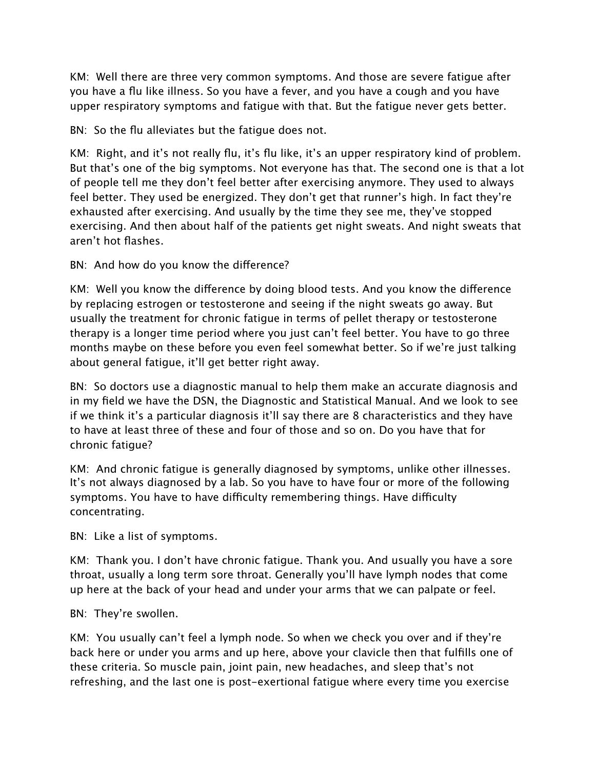KM: Well there are three very common symptoms. And those are severe fatigue after you have a flu like illness. So you have a fever, and you have a cough and you have upper respiratory symptoms and fatigue with that. But the fatigue never gets better.

BN: So the flu alleviates but the fatigue does not.

KM: Right, and it's not really flu, it's flu like, it's an upper respiratory kind of problem. But that's one of the big symptoms. Not everyone has that. The second one is that a lot of people tell me they don't feel better after exercising anymore. They used to always feel better. They used be energized. They don't get that runner's high. In fact they're exhausted after exercising. And usually by the time they see me, they've stopped exercising. And then about half of the patients get night sweats. And night sweats that aren't hot flashes.

BN: And how do you know the difference?

KM: Well you know the difference by doing blood tests. And you know the difference by replacing estrogen or testosterone and seeing if the night sweats go away. But usually the treatment for chronic fatigue in terms of pellet therapy or testosterone therapy is a longer time period where you just can't feel better. You have to go three months maybe on these before you even feel somewhat better. So if we're just talking about general fatigue, it'll get better right away.

BN: So doctors use a diagnostic manual to help them make an accurate diagnosis and in my field we have the DSN, the Diagnostic and Statistical Manual. And we look to see if we think it's a particular diagnosis it'll say there are 8 characteristics and they have to have at least three of these and four of those and so on. Do you have that for chronic fatigue?

KM: And chronic fatigue is generally diagnosed by symptoms, unlike other illnesses. It's not always diagnosed by a lab. So you have to have four or more of the following symptoms. You have to have difficulty remembering things. Have difficulty concentrating.

BN: Like a list of symptoms.

KM: Thank you. I don't have chronic fatigue. Thank you. And usually you have a sore throat, usually a long term sore throat. Generally you'll have lymph nodes that come up here at the back of your head and under your arms that we can palpate or feel.

BN: They're swollen.

KM: You usually can't feel a lymph node. So when we check you over and if they're back here or under you arms and up here, above your clavicle then that fulfills one of these criteria. So muscle pain, joint pain, new headaches, and sleep that's not refreshing, and the last one is post-exertional fatigue where every time you exercise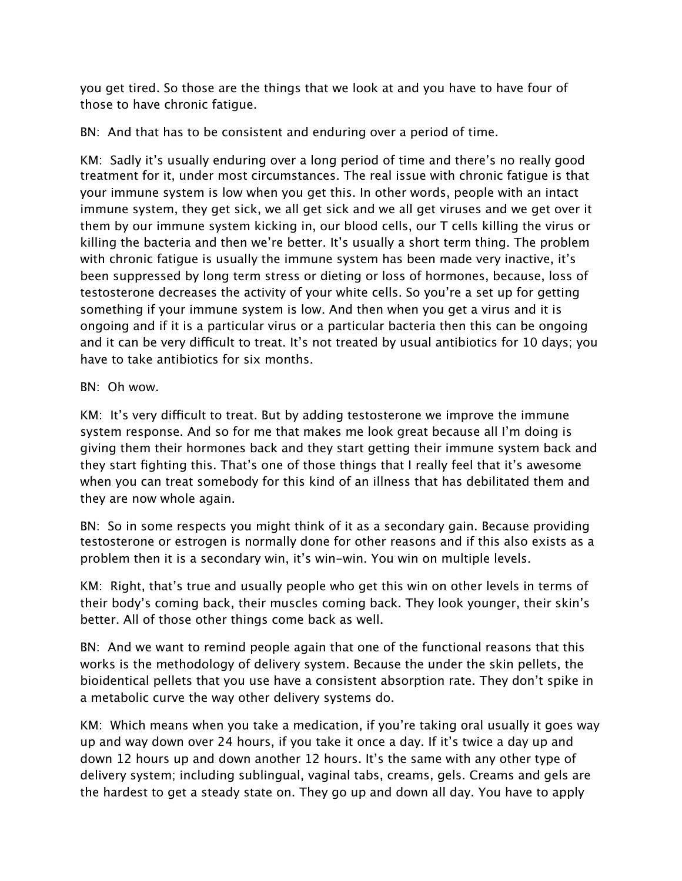you get tired. So those are the things that we look at and you have to have four of those to have chronic fatigue.

BN: And that has to be consistent and enduring over a period of time.

KM: Sadly it's usually enduring over a long period of time and there's no really good treatment for it, under most circumstances. The real issue with chronic fatigue is that your immune system is low when you get this. In other words, people with an intact immune system, they get sick, we all get sick and we all get viruses and we get over it them by our immune system kicking in, our blood cells, our T cells killing the virus or killing the bacteria and then we're better. It's usually a short term thing. The problem with chronic fatigue is usually the immune system has been made very inactive, it's been suppressed by long term stress or dieting or loss of hormones, because, loss of testosterone decreases the activity of your white cells. So you're a set up for getting something if your immune system is low. And then when you get a virus and it is ongoing and if it is a particular virus or a particular bacteria then this can be ongoing and it can be very difficult to treat. It's not treated by usual antibiotics for 10 days; you have to take antibiotics for six months.

BN: Oh wow.

KM: It's very difficult to treat. But by adding testosterone we improve the immune system response. And so for me that makes me look great because all I'm doing is giving them their hormones back and they start getting their immune system back and they start fighting this. That's one of those things that I really feel that it's awesome when you can treat somebody for this kind of an illness that has debilitated them and they are now whole again.

BN: So in some respects you might think of it as a secondary gain. Because providing testosterone or estrogen is normally done for other reasons and if this also exists as a problem then it is a secondary win, it's win-win. You win on multiple levels.

KM: Right, that's true and usually people who get this win on other levels in terms of their body's coming back, their muscles coming back. They look younger, their skin's better. All of those other things come back as well.

BN: And we want to remind people again that one of the functional reasons that this works is the methodology of delivery system. Because the under the skin pellets, the bioidentical pellets that you use have a consistent absorption rate. They don't spike in a metabolic curve the way other delivery systems do.

KM: Which means when you take a medication, if you're taking oral usually it goes way up and way down over 24 hours, if you take it once a day. If it's twice a day up and down 12 hours up and down another 12 hours. It's the same with any other type of delivery system; including sublingual, vaginal tabs, creams, gels. Creams and gels are the hardest to get a steady state on. They go up and down all day. You have to apply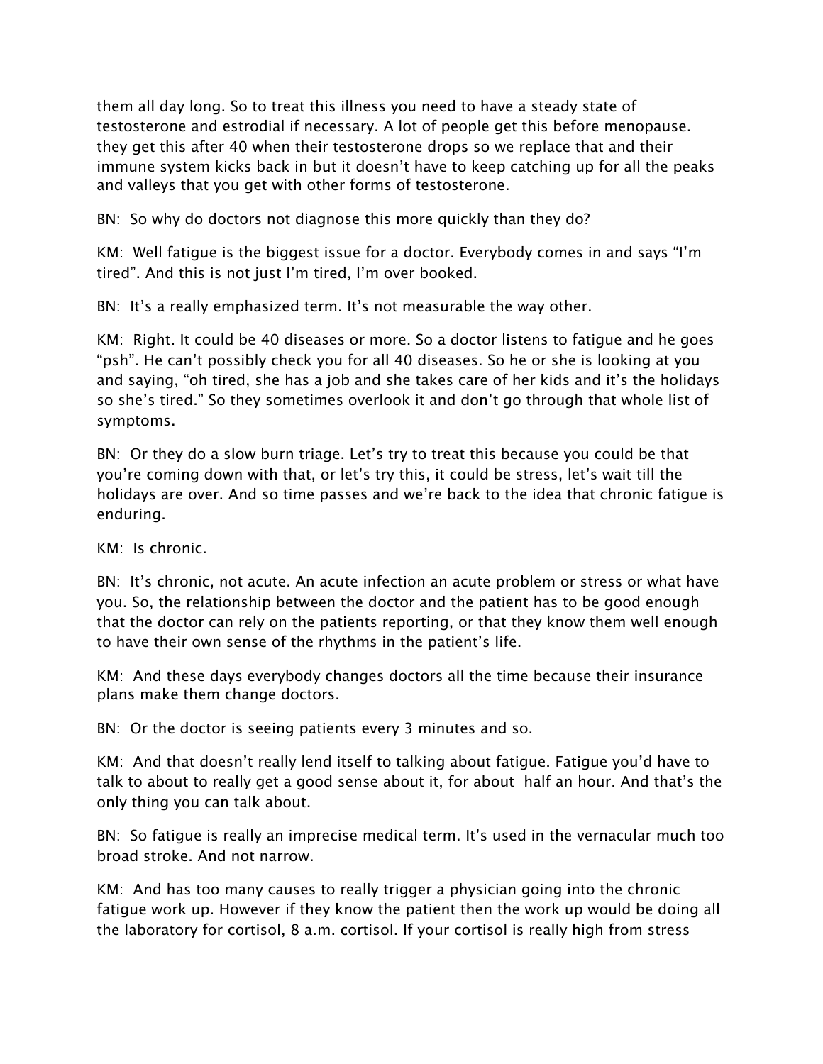them all day long. So to treat this illness you need to have a steady state of testosterone and estrodial if necessary. A lot of people get this before menopause. they get this after 40 when their testosterone drops so we replace that and their immune system kicks back in but it doesn't have to keep catching up for all the peaks and valleys that you get with other forms of testosterone.

BN: So why do doctors not diagnose this more quickly than they do?

KM: Well fatigue is the biggest issue for a doctor. Everybody comes in and says "I'm tired". And this is not just I'm tired, I'm over booked.

BN: It's a really emphasized term. It's not measurable the way other.

KM: Right. It could be 40 diseases or more. So a doctor listens to fatigue and he goes "psh". He can't possibly check you for all 40 diseases. So he or she is looking at you and saying, "oh tired, she has a job and she takes care of her kids and it's the holidays so she's tired." So they sometimes overlook it and don't go through that whole list of symptoms.

BN: Or they do a slow burn triage. Let's try to treat this because you could be that you're coming down with that, or let's try this, it could be stress, let's wait till the holidays are over. And so time passes and we're back to the idea that chronic fatigue is enduring.

KM: Is chronic.

BN: It's chronic, not acute. An acute infection an acute problem or stress or what have you. So, the relationship between the doctor and the patient has to be good enough that the doctor can rely on the patients reporting, or that they know them well enough to have their own sense of the rhythms in the patient's life.

KM: And these days everybody changes doctors all the time because their insurance plans make them change doctors.

BN: Or the doctor is seeing patients every 3 minutes and so.

KM: And that doesn't really lend itself to talking about fatigue. Fatigue you'd have to talk to about to really get a good sense about it, for about half an hour. And that's the only thing you can talk about.

BN: So fatigue is really an imprecise medical term. It's used in the vernacular much too broad stroke. And not narrow.

KM: And has too many causes to really trigger a physician going into the chronic fatigue work up. However if they know the patient then the work up would be doing all the laboratory for cortisol, 8 a.m. cortisol. If your cortisol is really high from stress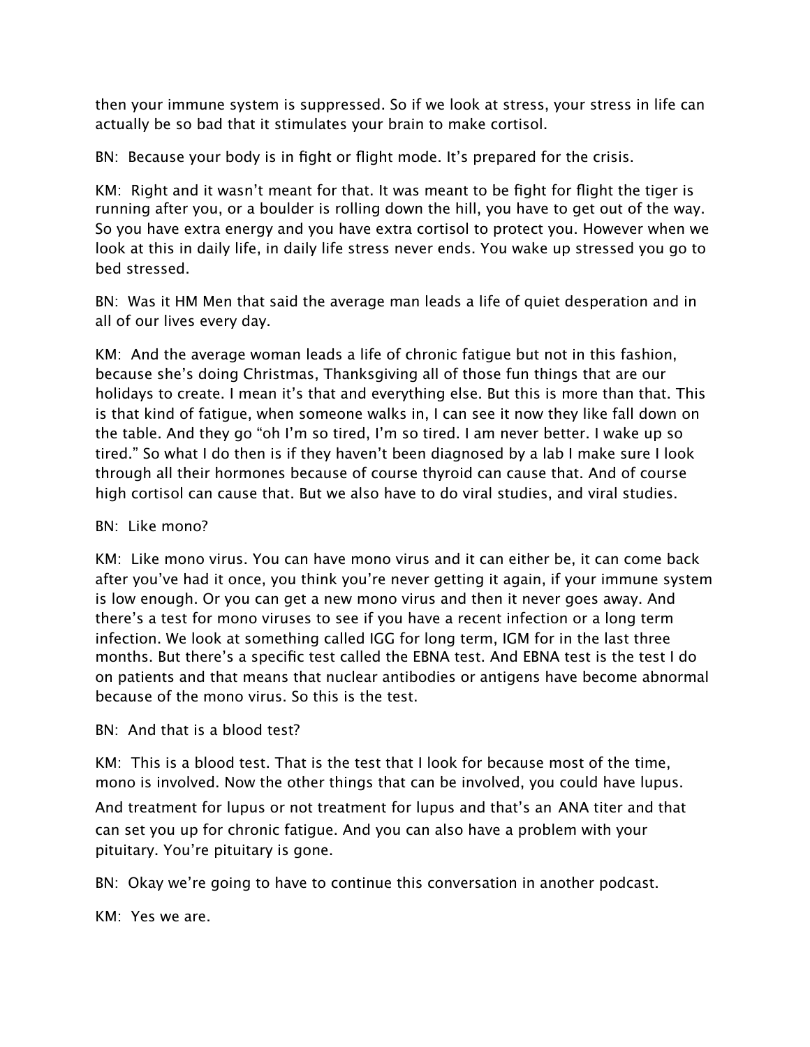then your immune system is suppressed. So if we look at stress, your stress in life can actually be so bad that it stimulates your brain to make cortisol.

BN: Because your body is in fight or flight mode. It's prepared for the crisis.

KM: Right and it wasn't meant for that. It was meant to be fight for flight the tiger is running after you, or a boulder is rolling down the hill, you have to get out of the way. So you have extra energy and you have extra cortisol to protect you. However when we look at this in daily life, in daily life stress never ends. You wake up stressed you go to bed stressed.

BN: Was it HM Men that said the average man leads a life of quiet desperation and in all of our lives every day.

KM: And the average woman leads a life of chronic fatigue but not in this fashion, because she's doing Christmas, Thanksgiving all of those fun things that are our holidays to create. I mean it's that and everything else. But this is more than that. This is that kind of fatigue, when someone walks in, I can see it now they like fall down on the table. And they go "oh I'm so tired, I'm so tired. I am never better. I wake up so tired." So what I do then is if they haven't been diagnosed by a lab I make sure I look through all their hormones because of course thyroid can cause that. And of course high cortisol can cause that. But we also have to do viral studies, and viral studies.

BN: Like mono?

KM: Like mono virus. You can have mono virus and it can either be, it can come back after you've had it once, you think you're never getting it again, if your immune system is low enough. Or you can get a new mono virus and then it never goes away. And there's a test for mono viruses to see if you have a recent infection or a long term infection. We look at something called IGG for long term, IGM for in the last three months. But there's a specific test called the EBNA test. And EBNA test is the test I do on patients and that means that nuclear antibodies or antigens have become abnormal because of the mono virus. So this is the test.

BN: And that is a blood test?

KM: This is a blood test. That is the test that I look for because most of the time, mono is involved. Now the other things that can be involved, you could have lupus. And treatment for lupus or not treatment for lupus and that's an ANA titer and that can set you up for chronic fatigue. And you can also have a problem with your pituitary. You're pituitary is gone.

BN: Okay we're going to have to continue this conversation in another podcast.

KM: Yes we are.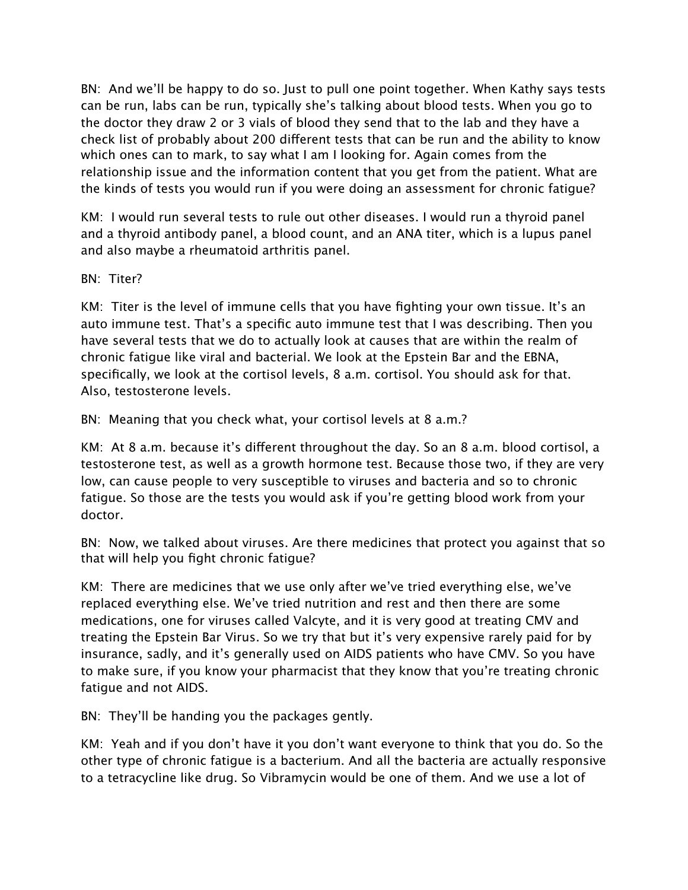BN: And we'll be happy to do so. Just to pull one point together. When Kathy says tests can be run, labs can be run, typically she's talking about blood tests. When you go to the doctor they draw 2 or 3 vials of blood they send that to the lab and they have a check list of probably about 200 different tests that can be run and the ability to know which ones can to mark, to say what I am I looking for. Again comes from the relationship issue and the information content that you get from the patient. What are the kinds of tests you would run if you were doing an assessment for chronic fatigue?

KM: I would run several tests to rule out other diseases. I would run a thyroid panel and a thyroid antibody panel, a blood count, and an ANA titer, which is a lupus panel and also maybe a rheumatoid arthritis panel.

BN: Titer?

KM: Titer is the level of immune cells that you have fighting your own tissue. It's an auto immune test. That's a specific auto immune test that I was describing. Then you have several tests that we do to actually look at causes that are within the realm of chronic fatigue like viral and bacterial. We look at the Epstein Bar and the EBNA, specifically, we look at the cortisol levels, 8 a.m. cortisol. You should ask for that. Also, testosterone levels.

BN: Meaning that you check what, your cortisol levels at 8 a.m.?

KM: At 8 a.m. because it's different throughout the day. So an 8 a.m. blood cortisol, a testosterone test, as well as a growth hormone test. Because those two, if they are very low, can cause people to very susceptible to viruses and bacteria and so to chronic fatigue. So those are the tests you would ask if you're getting blood work from your doctor.

BN: Now, we talked about viruses. Are there medicines that protect you against that so that will help you fight chronic fatigue?

KM: There are medicines that we use only after we've tried everything else, we've replaced everything else. We've tried nutrition and rest and then there are some medications, one for viruses called Valcyte, and it is very good at treating CMV and treating the Epstein Bar Virus. So we try that but it's very expensive rarely paid for by insurance, sadly, and it's generally used on AIDS patients who have CMV. So you have to make sure, if you know your pharmacist that they know that you're treating chronic fatigue and not AIDS.

BN: They'll be handing you the packages gently.

KM: Yeah and if you don't have it you don't want everyone to think that you do. So the other type of chronic fatigue is a bacterium. And all the bacteria are actually responsive to a tetracycline like drug. So Vibramycin would be one of them. And we use a lot of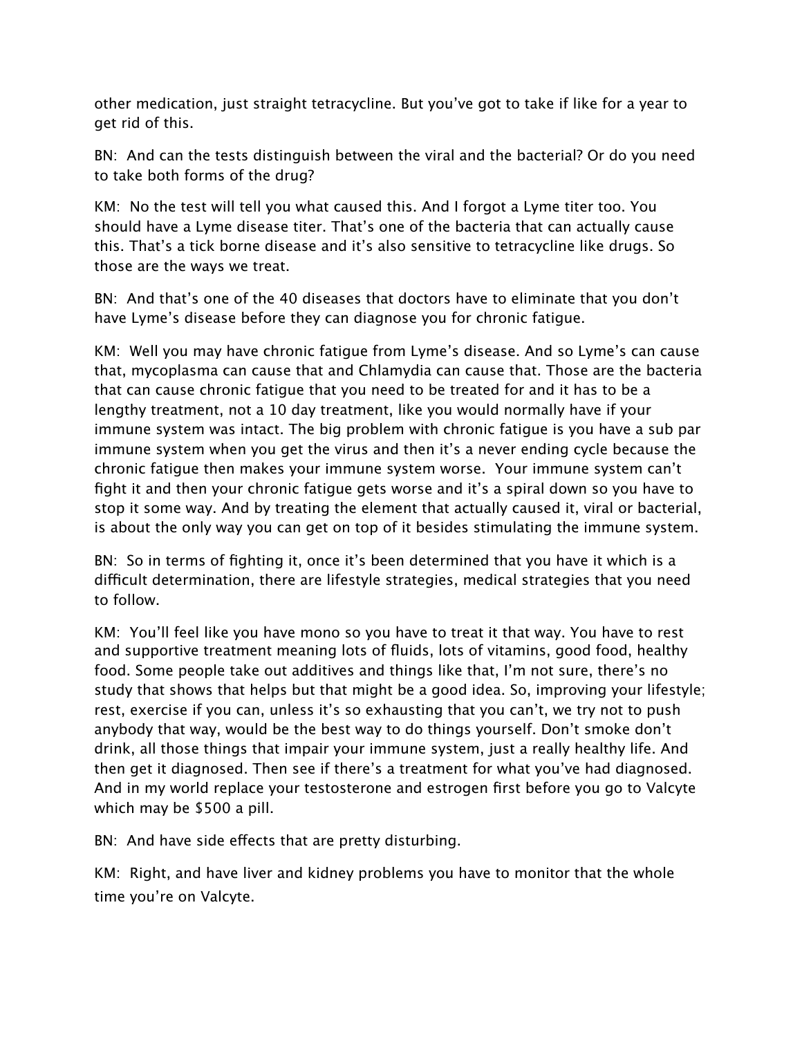other medication, just straight tetracycline. But you've got to take if like for a year to get rid of this.

BN: And can the tests distinguish between the viral and the bacterial? Or do you need to take both forms of the drug?

KM: No the test will tell you what caused this. And I forgot a Lyme titer too. You should have a Lyme disease titer. That's one of the bacteria that can actually cause this. That's a tick borne disease and it's also sensitive to tetracycline like drugs. So those are the ways we treat.

BN: And that's one of the 40 diseases that doctors have to eliminate that you don't have Lyme's disease before they can diagnose you for chronic fatigue.

KM: Well you may have chronic fatigue from Lyme's disease. And so Lyme's can cause that, mycoplasma can cause that and Chlamydia can cause that. Those are the bacteria that can cause chronic fatigue that you need to be treated for and it has to be a lengthy treatment, not a 10 day treatment, like you would normally have if your immune system was intact. The big problem with chronic fatigue is you have a sub par immune system when you get the virus and then it's a never ending cycle because the chronic fatigue then makes your immune system worse. Your immune system can't fight it and then your chronic fatigue gets worse and it's a spiral down so you have to stop it some way. And by treating the element that actually caused it, viral or bacterial, is about the only way you can get on top of it besides stimulating the immune system.

BN: So in terms of fighting it, once it's been determined that you have it which is a difficult determination, there are lifestyle strategies, medical strategies that you need to follow.

KM: You'll feel like you have mono so you have to treat it that way. You have to rest and supportive treatment meaning lots of fluids, lots of vitamins, good food, healthy food. Some people take out additives and things like that, I'm not sure, there's no study that shows that helps but that might be a good idea. So, improving your lifestyle; rest, exercise if you can, unless it's so exhausting that you can't, we try not to push anybody that way, would be the best way to do things yourself. Don't smoke don't drink, all those things that impair your immune system, just a really healthy life. And then get it diagnosed. Then see if there's a treatment for what you've had diagnosed. And in my world replace your testosterone and estrogen first before you go to Valcyte which may be $500 a pill.

BN: And have side effects that are pretty disturbing.

KM: Right, and have liver and kidney problems you have to monitor that the whole time you're on Valcyte.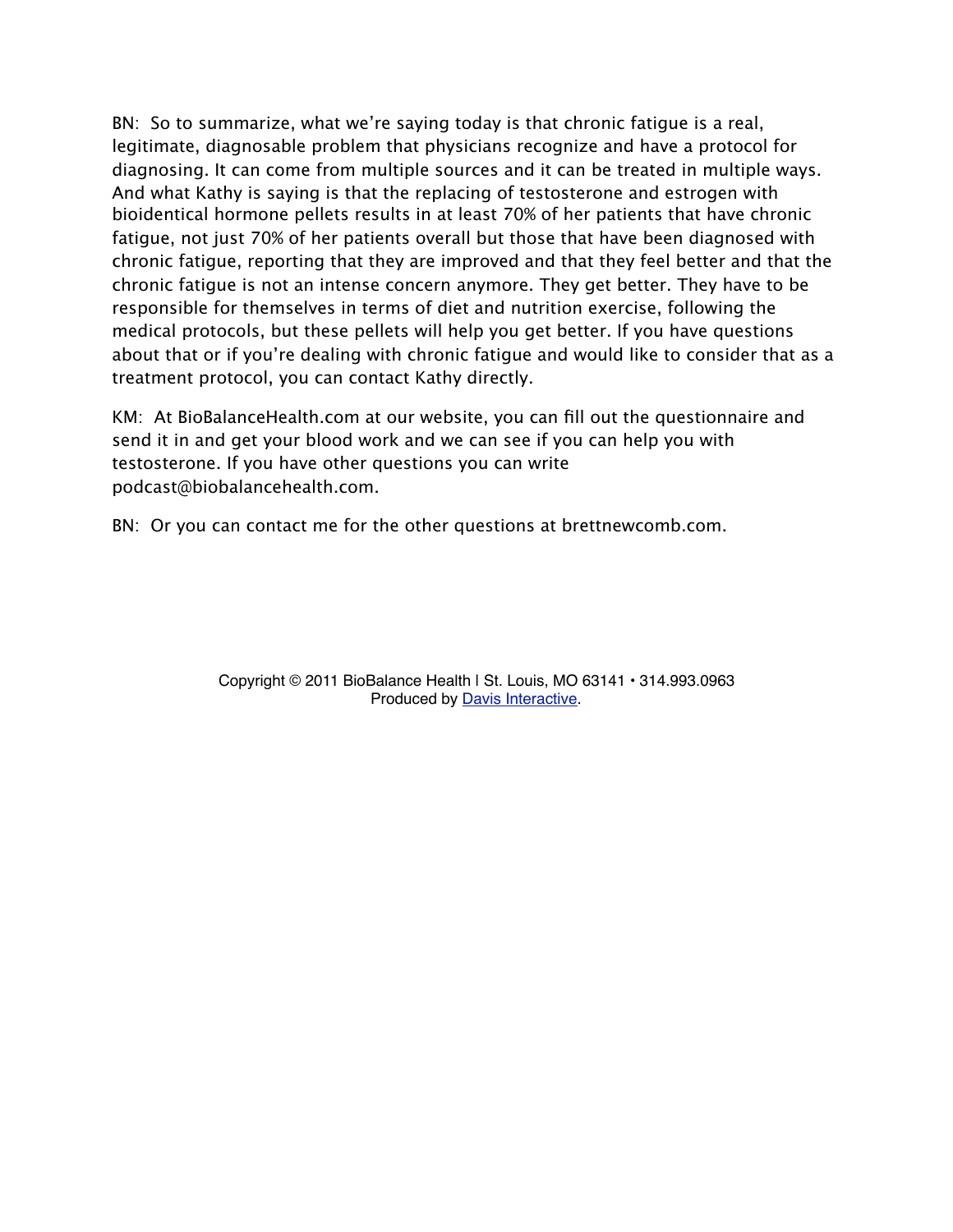BN: So to summarize, what we're saying today is that chronic fatigue is a real, legitimate, diagnosable problem that physicians recognize and have a protocol for diagnosing. It can come from multiple sources and it can be treated in multiple ways. And what Kathy is saying is that the replacing of testosterone and estrogen with bioidentical hormone pellets results in at least 70% of her patients that have chronic fatigue, not just 70% of her patients overall but those that have been diagnosed with chronic fatigue, reporting that they are improved and that they feel better and that the chronic fatigue is not an intense concern anymore. They get better. They have to be responsible for themselves in terms of diet and nutrition exercise, following the medical protocols, but these pellets will help you get better. If you have questions about that or if you're dealing with chronic fatigue and would like to consider that as a treatment protocol, you can contact Kathy directly.

KM: At BioBalanceHealth.com at our website, you can fill out the questionnaire and send it in and get your blood work and we can see if you can help you with testosterone. If you have other questions you can write podcast@biobalancehealth.com.

BN: Or you can contact me for the other questions at brettnewcomb.com.

Copyright © 2011 BioBalance Health | St. Louis, MO 63141 • 314.993.0963
Produced by Davis Interactive.